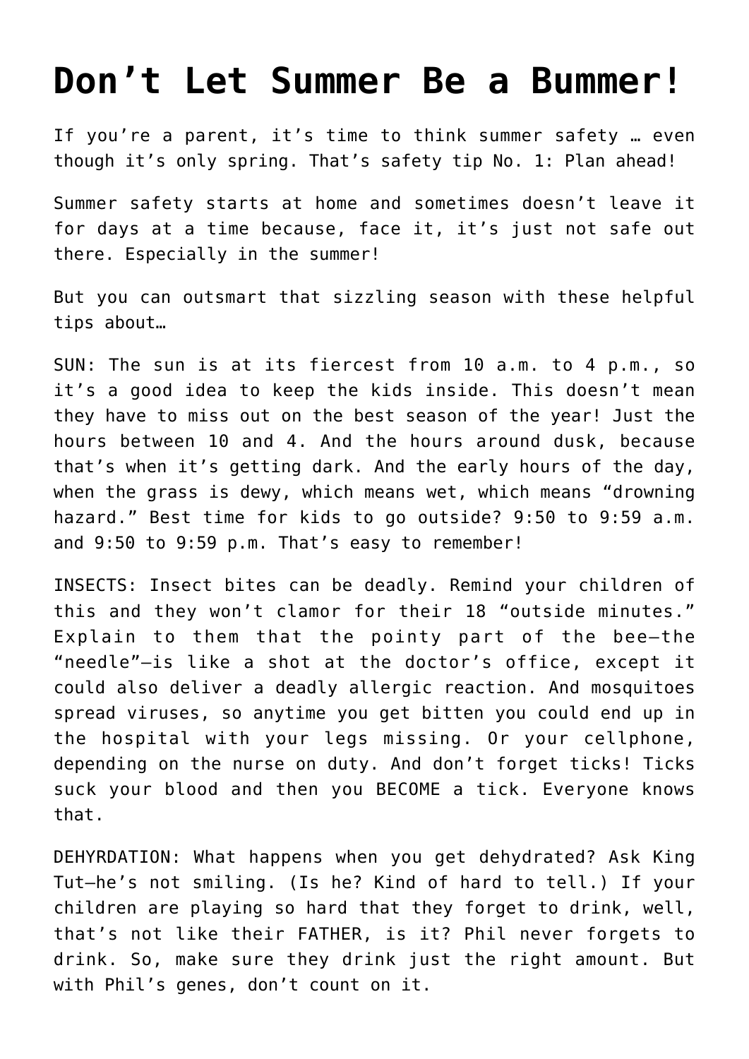# Don't Let Summer Be a Bummer!

If you're a parent, it's time to think summer safety … even though it's only spring. That's safety tip No. 1: Plan ahead!

Summer safety starts at home and sometimes doesn't leave it for days at a time because, face it, it's just not safe out there. Especially in the summer!

But you can outsmart that sizzling season with these helpful tips about…

SUN: The sun is at its fiercest from 10 a.m. to 4 p.m., so it's a good idea to keep the kids inside. This doesn't mean they have to miss out on the best season of the year! Just the hours between 10 and 4. And the hours around dusk, because that's when it's getting dark. And the early hours of the day, when the grass is dewy, which means wet, which means "drowning hazard." Best time for kids to go outside? 9:50 to 9:59 a.m. and 9:50 to 9:59 p.m. That's easy to remember!

INSECTS: Insect bites can be deadly. Remind your children of this and they won't clamor for their 18 "outside minutes." Explain to them that the pointy part of the bee—the "needle"—is like a shot at the doctor's office, except it could also deliver a deadly allergic reaction. And mosquitoes spread viruses, so anytime you get bitten you could end up in the hospital with your legs missing. Or your cellphone, depending on the nurse on duty. And don't forget ticks! Ticks suck your blood and then you BECOME a tick. Everyone knows that.

DEHYRDATION: What happens when you get dehydrated? Ask King Tut—he's not smiling. (Is he? Kind of hard to tell.) If your children are playing so hard that they forget to drink, well, that's not like their FATHER, is it? Phil never forgets to drink. So, make sure they drink just the right amount. But with Phil's genes, don't count on it.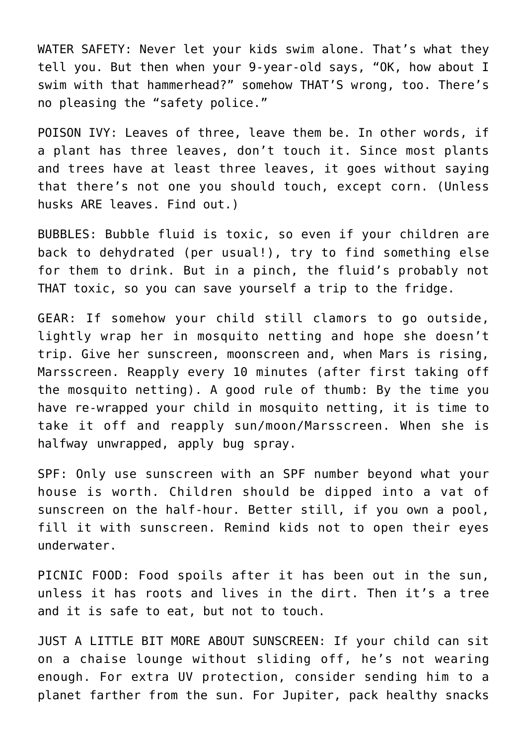WATER SAFETY: Never let your kids swim alone. That's what they tell you. But then when your 9-year-old says, "OK, how about I swim with that hammerhead?" somehow THAT'S wrong, too. There's no pleasing the "safety police."

POISON IVY: Leaves of three, leave them be. In other words, if a plant has three leaves, don't touch it. Since most plants and trees have at least three leaves, it goes without saying that there's not one you should touch, except corn. (Unless husks ARE leaves. Find out.)

BUBBLES: Bubble fluid is toxic, so even if your children are back to dehydrated (per usual!), try to find something else for them to drink. But in a pinch, the fluid's probably not THAT toxic, so you can save yourself a trip to the fridge.

GEAR: If somehow your child still clamors to go outside, lightly wrap her in mosquito netting and hope she doesn't trip. Give her sunscreen, moonscreen and, when Mars is rising, Marsscreen. Reapply every 10 minutes (after first taking off the mosquito netting). A good rule of thumb: By the time you have re-wrapped your child in mosquito netting, it is time to take it off and reapply sun/moon/Marsscreen. When she is halfway unwrapped, apply bug spray.

SPF: Only use sunscreen with an SPF number beyond what your house is worth. Children should be dipped into a vat of sunscreen on the half-hour. Better still, if you own a pool, fill it with sunscreen. Remind kids not to open their eyes underwater.

PICNIC FOOD: Food spoils after it has been out in the sun, unless it has roots and lives in the dirt. Then it's a tree and it is safe to eat, but not to touch.

JUST A LITTLE BIT MORE ABOUT SUNSCREEN: If your child can sit on a chaise lounge without sliding off, he's not wearing enough. For extra UV protection, consider sending him to a planet farther from the sun. For Jupiter, pack healthy snacks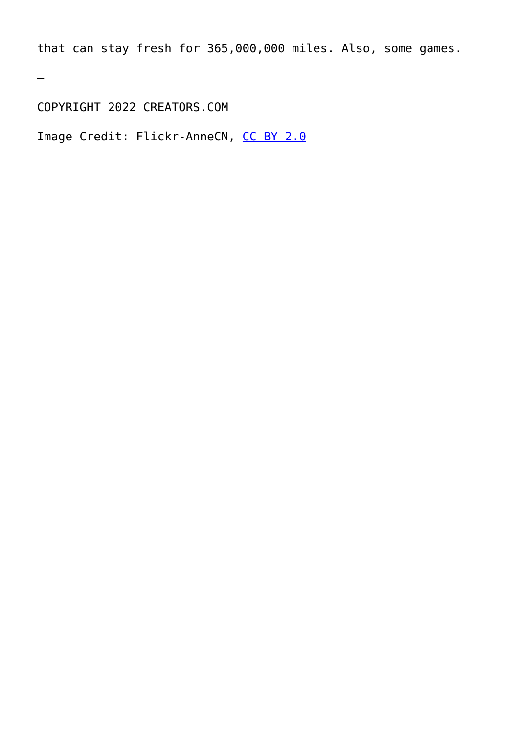that can stay fresh for 365,000,000 miles. Also, some games.

_

COPYRIGHT 2022 CREATORS.COM

Image Credit: Flickr-AnneCN, CC BY 2.0